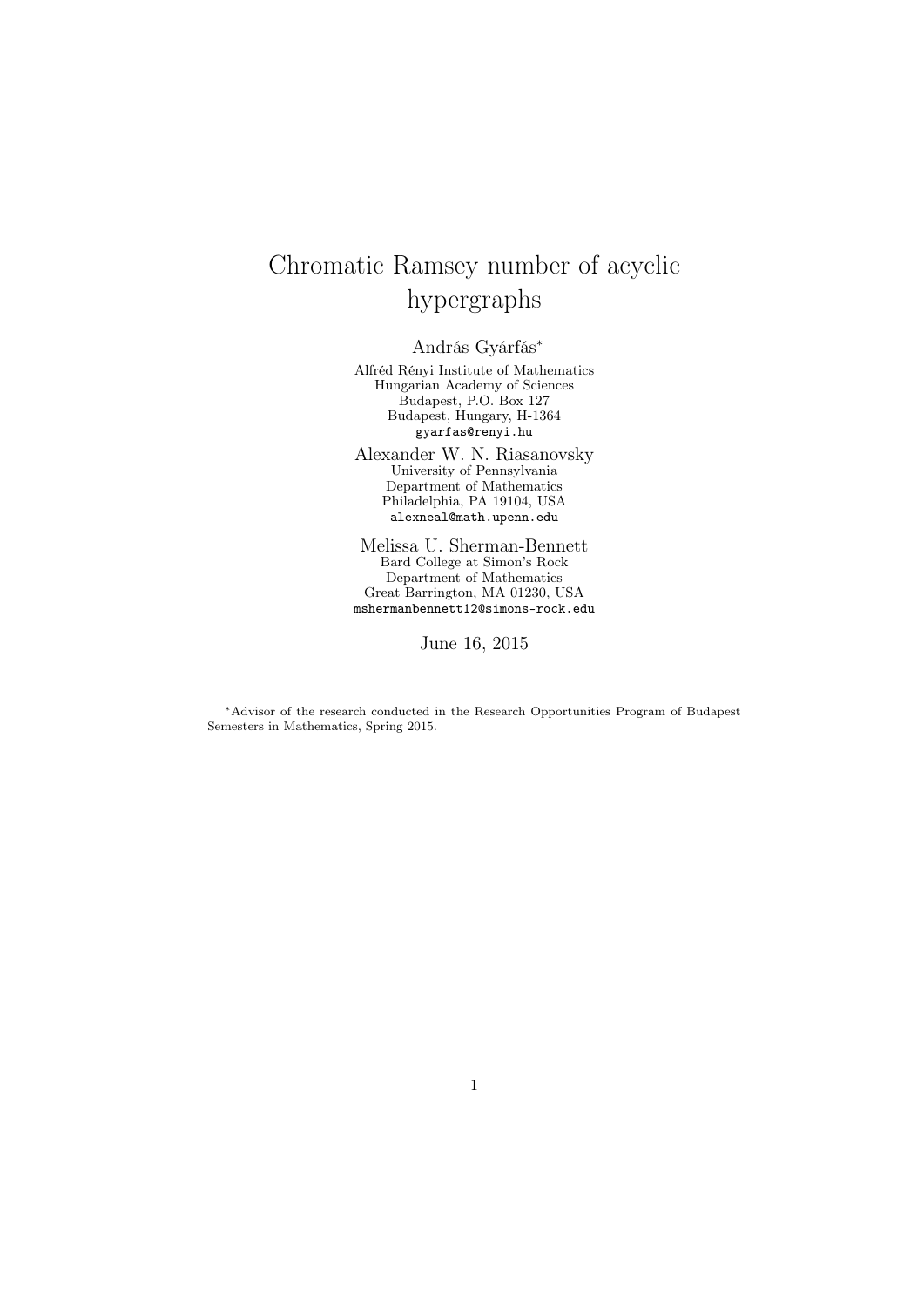# Chromatic Ramsey number of acyclic hypergraphs

András Gyárfás*

Alfréd Rényi Institute of Mathematics
Hungarian Academy of Sciences
Budapest, P.O. Box 127
Budapest, Hungary, H-1364
gyarfas@renyi.hu

Alexander W. N. Riasanovsky
University of Pennsylvania
Department of Mathematics
Philadelphia, PA 19104, USA
alexneal@math.upenn.edu

Melissa U. Sherman-Bennett
Bard College at Simon's Rock
Department of Mathematics
Great Barrington, MA 01230, USA
mshermanbennett12@simons-rock.edu

June 16, 2015

*Advisor of the research conducted in the Research Opportunities Program of Budapest Semesters in Mathematics, Spring 2015.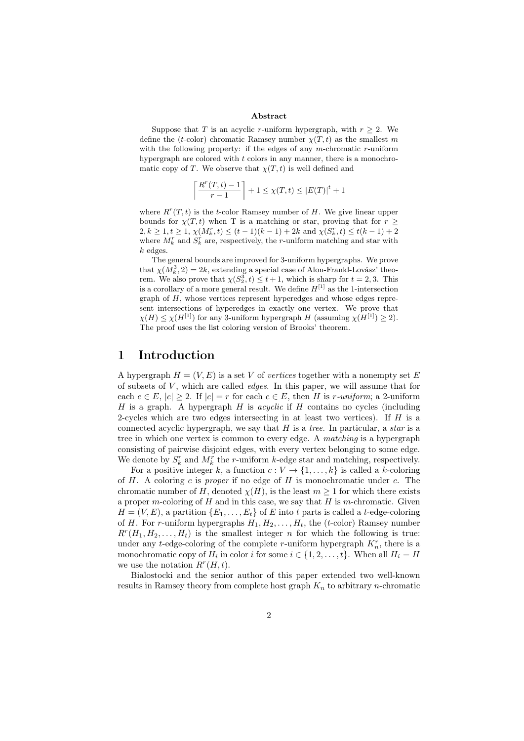**Abstract**

Suppose that $T$ is an acyclic $r$-uniform hypergraph, with $r \geq 2$. We define the ($t$-color) chromatic Ramsey number $\chi(T,t)$ as the smallest $m$ with the following property: if the edges of any $m$-chromatic $r$-uniform hypergraph are colored with $t$ colors in any manner, there is a monochromatic copy of $T$. We observe that $\chi(T,t)$ is well defined and

$$\left\lceil \frac{R^r(T,t)-1}{r-1} \right\rceil + 1 \leq \chi(T,t) \leq |E(T)|^t + 1$$

where $R^r(T,t)$ is the $t$-color Ramsey number of $H$. We give linear upper bounds for $\chi(T,t)$ when T is a matching or star, proving that for $r \geq 2, k \geq 1, t \geq 1$, $\chi(M_k^r,t) \leq (t-1)(k-1)+2k$ and $\chi(S_k^r,t) \leq t(k-1)+2$ where $M_k^r$ and $S_k^r$ are, respectively, the $r$-uniform matching and star with $k$ edges.

The general bounds are improved for 3-uniform hypergraphs. We prove that $\chi(M_k^3,2)=2k$, extending a special case of Alon-Frankl-Lovász' theorem. We also prove that $\chi(S_2^3,t) \leq t+1$, which is sharp for $t=2,3$. This is a corollary of a more general result. We define $H^{[1]}$ as the 1-intersection graph of $H$, whose vertices represent hyperedges and whose edges represent intersections of hyperedges in exactly one vertex. We prove that $\chi(H) \leq \chi(H^{[1]})$ for any 3-uniform hypergraph $H$ (assuming $\chi(H^{[1]}) \geq 2$). The proof uses the list coloring version of Brooks' theorem.

# 1 Introduction

A hypergraph $H=(V,E)$ is a set $V$ of *vertices* together with a nonempty set $E$ of subsets of $V$, which are called *edges*. In this paper, we will assume that for each $e \in E$, $|e| \geq 2$. If $|e|=r$ for each $e \in E$, then $H$ is *$r$-uniform*; a 2-uniform $H$ is a graph. A hypergraph $H$ is *acyclic* if $H$ contains no cycles (including 2-cycles which are two edges intersecting in at least two vertices). If $H$ is a connected acyclic hypergraph, we say that $H$ is a *tree*. In particular, a *star* is a tree in which one vertex is common to every edge. A *matching* is a hypergraph consisting of pairwise disjoint edges, with every vertex belonging to some edge. We denote by $S_k^r$ and $M_k^r$ the $r$-uniform $k$-edge star and matching, respectively.

For a positive integer $k$, a function $c: V \to \{1,\ldots,k\}$ is called a $k$-coloring of $H$. A coloring $c$ is *proper* if no edge of $H$ is monochromatic under $c$. The chromatic number of $H$, denoted $\chi(H)$, is the least $m \geq 1$ for which there exists a proper $m$-coloring of $H$ and in this case, we say that $H$ is $m$-chromatic. Given $H=(V,E)$, a partition $\{E_1,\ldots,E_t\}$ of $E$ into $t$ parts is called a $t$-edge-coloring of $H$. For $r$-uniform hypergraphs $H_1,H_2,\ldots,H_t$, the ($t$-color) Ramsey number $R^r(H_1,H_2,\ldots,H_t)$ is the smallest integer $n$ for which the following is true: under any $t$-edge-coloring of the complete $r$-uniform hypergraph $K_n^r$, there is a monochromatic copy of $H_i$ in color $i$ for some $i \in \{1,2,\ldots,t\}$. When all $H_i=H$ we use the notation $R^r(H,t)$.

Bialostocki and the senior author of this paper extended two well-known results in Ramsey theory from complete host graph $K_n$ to arbitrary $n$-chromatic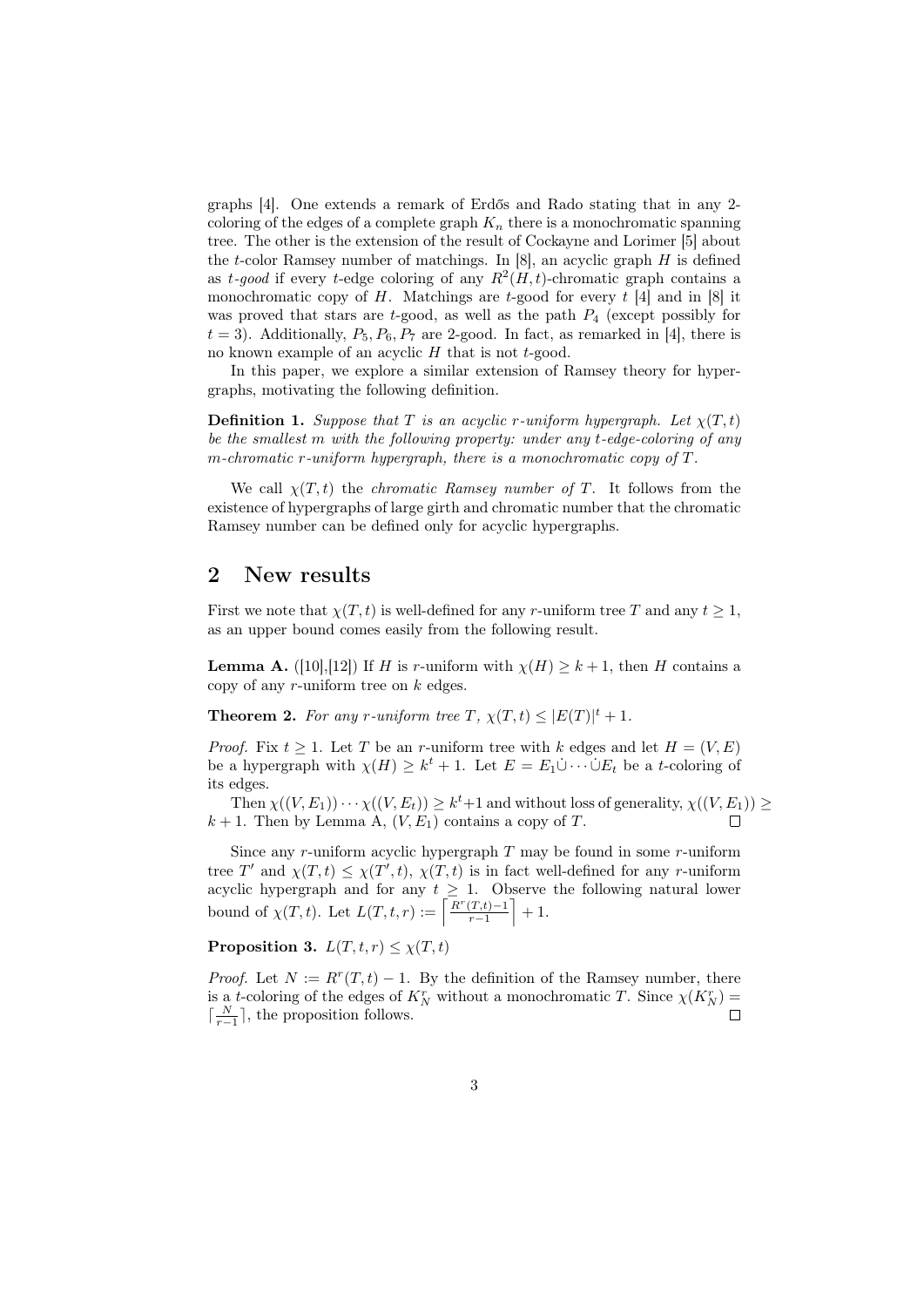graphs [4]. One extends a remark of Erdős and Rado stating that in any 2-coloring of the edges of a complete graph $K_n$ there is a monochromatic spanning tree. The other is the extension of the result of Cockayne and Lorimer [5] about the $t$-color Ramsey number of matchings. In [8], an acyclic graph $H$ is defined as *$t$-good* if every $t$-edge coloring of any $R^2(H,t)$-chromatic graph contains a monochromatic copy of $H$. Matchings are $t$-good for every $t$ [4] and in [8] it was proved that stars are $t$-good, as well as the path $P_4$ (except possibly for $t = 3$). Additionally, $P_5, P_6, P_7$ are 2-good. In fact, as remarked in [4], there is no known example of an acyclic $H$ that is not $t$-good.

In this paper, we explore a similar extension of Ramsey theory for hypergraphs, motivating the following definition.

**Definition 1.** *Suppose that $T$ is an acyclic $r$-uniform hypergraph. Let $\chi(T,t)$ be the smallest $m$ with the following property: under any $t$-edge-coloring of any $m$-chromatic $r$-uniform hypergraph, there is a monochromatic copy of $T$.*

We call $\chi(T,t)$ the *chromatic Ramsey number of $T$*. It follows from the existence of hypergraphs of large girth and chromatic number that the chromatic Ramsey number can be defined only for acyclic hypergraphs.

## 2 New results

First we note that $\chi(T,t)$ is well-defined for any $r$-uniform tree $T$ and any $t \geq 1$, as an upper bound comes easily from the following result.

**Lemma A.** ([10],[12]) If $H$ is $r$-uniform with $\chi(H) \geq k+1$, then $H$ contains a copy of any $r$-uniform tree on $k$ edges.

**Theorem 2.** *For any $r$-uniform tree $T$, $\chi(T,t) \leq |E(T)|^t + 1$.*

*Proof.* Fix $t \geq 1$. Let $T$ be an $r$-uniform tree with $k$ edges and let $H = (V,E)$ be a hypergraph with $\chi(H) \geq k^t + 1$. Let $E = E_1 \dot\cup \cdots \dot\cup E_t$ be a $t$-coloring of its edges.

Then $\chi((V,E_1)) \cdots \chi((V,E_t)) \geq k^t+1$ and without loss of generality, $\chi((V,E_1)) \geq k+1$. Then by Lemma A, $(V,E_1)$ contains a copy of $T$. $\square$

Since any $r$-uniform acyclic hypergraph $T$ may be found in some $r$-uniform tree $T'$ and $\chi(T,t) \leq \chi(T',t)$, $\chi(T,t)$ is in fact well-defined for any $r$-uniform acyclic hypergraph and for any $t \geq 1$. Observe the following natural lower bound of $\chi(T,t)$. Let $L(T,t,r) := \left\lceil \frac{R^r(T,t)-1}{r-1} \right\rceil + 1$.

**Proposition 3.** $L(T,t,r) \leq \chi(T,t)$

*Proof.* Let $N := R^r(T,t) - 1$. By the definition of the Ramsey number, there is a $t$-coloring of the edges of $K_N^r$ without a monochromatic $T$. Since $\chi(K_N^r) = \lceil \frac{N}{r-1} \rceil$, the proposition follows. $\square$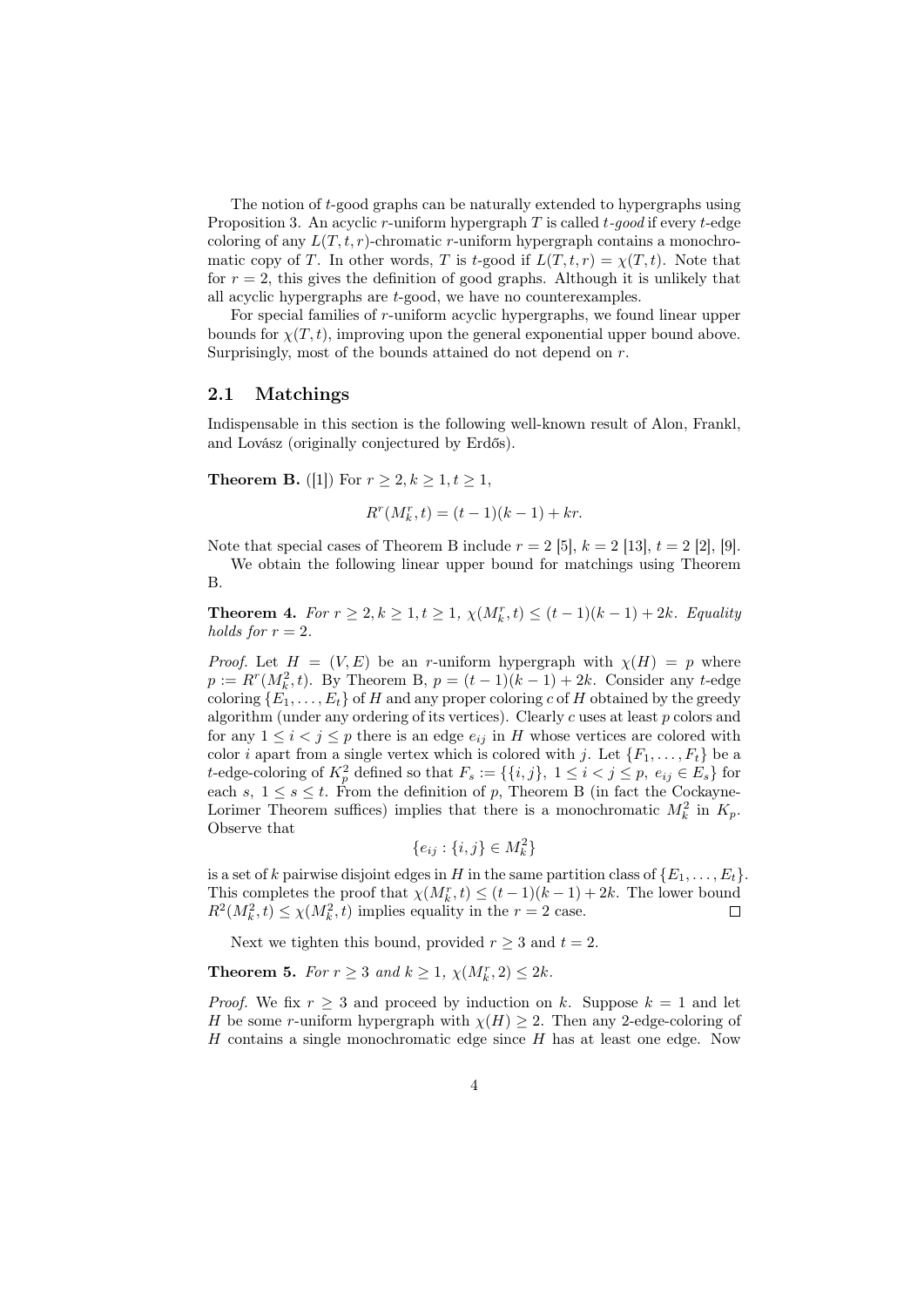The notion of $t$-good graphs can be naturally extended to hypergraphs using Proposition 3. An acyclic $r$-uniform hypergraph $T$ is called *$t$-good* if every $t$-edge coloring of any $L(T,t,r)$-chromatic $r$-uniform hypergraph contains a monochromatic copy of $T$. In other words, $T$ is $t$-good if $L(T,t,r) = \chi(T,t)$. Note that for $r = 2$, this gives the definition of good graphs. Although it is unlikely that all acyclic hypergraphs are $t$-good, we have no counterexamples.

For special families of $r$-uniform acyclic hypergraphs, we found linear upper bounds for $\chi(T,t)$, improving upon the general exponential upper bound above. Surprisingly, most of the bounds attained do not depend on $r$.

## 2.1 Matchings

Indispensable in this section is the following well-known result of Alon, Frankl, and Lovász (originally conjectured by Erdős).

**Theorem B.** ([1]) For $r \geq 2, k \geq 1, t \geq 1$,

$$R^r(M_k^r, t) = (t-1)(k-1) + kr.$$

Note that special cases of Theorem B include $r = 2$ [5], $k = 2$ [13], $t = 2$ [2], [9].

We obtain the following linear upper bound for matchings using Theorem B.

**Theorem 4.** *For $r \geq 2, k \geq 1, t \geq 1$, $\chi(M_k^r, t) \leq (t-1)(k-1) + 2k$. Equality holds for $r = 2$.*

*Proof.* Let $H = (V, E)$ be an $r$-uniform hypergraph with $\chi(H) = p$ where $p := R^r(M_k^2, t)$. By Theorem B, $p = (t-1)(k-1) + 2k$. Consider any $t$-edge coloring $\{E_1, \ldots, E_t\}$ of $H$ and any proper coloring $c$ of $H$ obtained by the greedy algorithm (under any ordering of its vertices). Clearly $c$ uses at least $p$ colors and for any $1 \leq i < j \leq p$ there is an edge $e_{ij}$ in $H$ whose vertices are colored with color $i$ apart from a single vertex which is colored with $j$. Let $\{F_1, \ldots, F_t\}$ be a $t$-edge-coloring of $K_p^2$ defined so that $F_s := \{\{i,j\},\ 1 \leq i < j \leq p,\ e_{ij} \in E_s\}$ for each $s$, $1 \leq s \leq t$. From the definition of $p$, Theorem B (in fact the Cockayne-Lorimer Theorem suffices) implies that there is a monochromatic $M_k^2$ in $K_p$. Observe that

$$\{e_{ij} : \{i,j\} \in M_k^2\}$$

is a set of $k$ pairwise disjoint edges in $H$ in the same partition class of $\{E_1, \ldots, E_t\}$. This completes the proof that $\chi(M_k^r, t) \leq (t-1)(k-1) + 2k$. The lower bound $R^2(M_k^2, t) \leq \chi(M_k^2, t)$ implies equality in the $r = 2$ case. $\square$

Next we tighten this bound, provided $r \geq 3$ and $t = 2$.

**Theorem 5.** *For $r \geq 3$ and $k \geq 1$, $\chi(M_k^r, 2) \leq 2k$.*

*Proof.* We fix $r \geq 3$ and proceed by induction on $k$. Suppose $k = 1$ and let $H$ be some $r$-uniform hypergraph with $\chi(H) \geq 2$. Then any 2-edge-coloring of $H$ contains a single monochromatic edge since $H$ has at least one edge. Now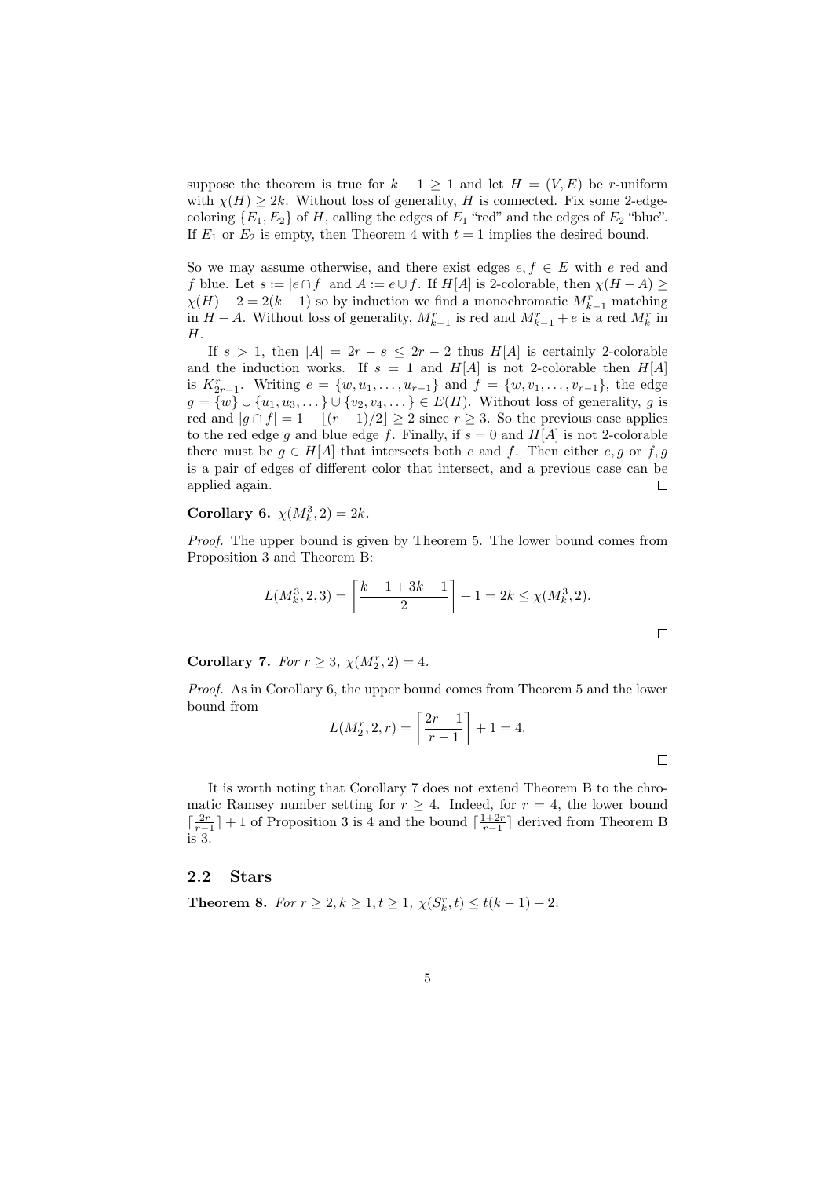suppose the theorem is true for $k-1 \geq 1$ and let $H = (V, E)$ be $r$-uniform with $\chi(H) \geq 2k$. Without loss of generality, $H$ is connected. Fix some 2-edge-coloring $\{E_1, E_2\}$ of $H$, calling the edges of $E_1$ "red" and the edges of $E_2$ "blue". If $E_1$ or $E_2$ is empty, then Theorem 4 with $t = 1$ implies the desired bound.

So we may assume otherwise, and there exist edges $e, f \in E$ with $e$ red and $f$ blue. Let $s := |e \cap f|$ and $A := e \cup f$. If $H[A]$ is 2-colorable, then $\chi(H - A) \geq \chi(H) - 2 = 2(k-1)$ so by induction we find a monochromatic $M_{k-1}^r$ matching in $H - A$. Without loss of generality, $M_{k-1}^r$ is red and $M_{k-1}^r + e$ is a red $M_k^r$ in $H$.

If $s > 1$, then $|A| = 2r - s \leq 2r - 2$ thus $H[A]$ is certainly 2-colorable and the induction works. If $s = 1$ and $H[A]$ is not 2-colorable then $H[A]$ is $K_{2r-1}^r$. Writing $e = \{w, u_1, \ldots, u_{r-1}\}$ and $f = \{w, v_1, \ldots, v_{r-1}\}$, the edge $g = \{w\} \cup \{u_1, u_3, \ldots\} \cup \{v_2, v_4, \ldots\} \in E(H)$. Without loss of generality, $g$ is red and $|g \cap f| = 1 + \lfloor (r-1)/2 \rfloor \geq 2$ since $r \geq 3$. So the previous case applies to the red edge $g$ and blue edge $f$. Finally, if $s = 0$ and $H[A]$ is not 2-colorable there must be $g \in H[A]$ that intersects both $e$ and $f$. Then either $e, g$ or $f, g$ is a pair of edges of different color that intersect, and a previous case can be applied again. $\square$

**Corollary 6.** *$\chi(M_k^3, 2) = 2k$.*

*Proof.* The upper bound is given by Theorem 5. The lower bound comes from Proposition 3 and Theorem B:

$$L(M_k^3, 2, 3) = \left\lceil \frac{k - 1 + 3k - 1}{2} \right\rceil + 1 = 2k \leq \chi(M_k^3, 2).$$

$\square$

**Corollary 7.** *For $r \geq 3$, $\chi(M_2^r, 2) = 4$.*

*Proof.* As in Corollary 6, the upper bound comes from Theorem 5 and the lower bound from

$$L(M_2^r, 2, r) = \left\lceil \frac{2r - 1}{r - 1} \right\rceil + 1 = 4.$$

$\square$

It is worth noting that Corollary 7 does not extend Theorem B to the chromatic Ramsey number setting for $r \geq 4$. Indeed, for $r = 4$, the lower bound $\lceil \frac{2r}{r-1} \rceil + 1$ of Proposition 3 is 4 and the bound $\lceil \frac{1+2r}{r-1} \rceil$ derived from Theorem B is 3.

## 2.2 Stars

**Theorem 8.** *For $r \geq 2, k \geq 1, t \geq 1$, $\chi(S_k^r, t) \leq t(k-1) + 2$.*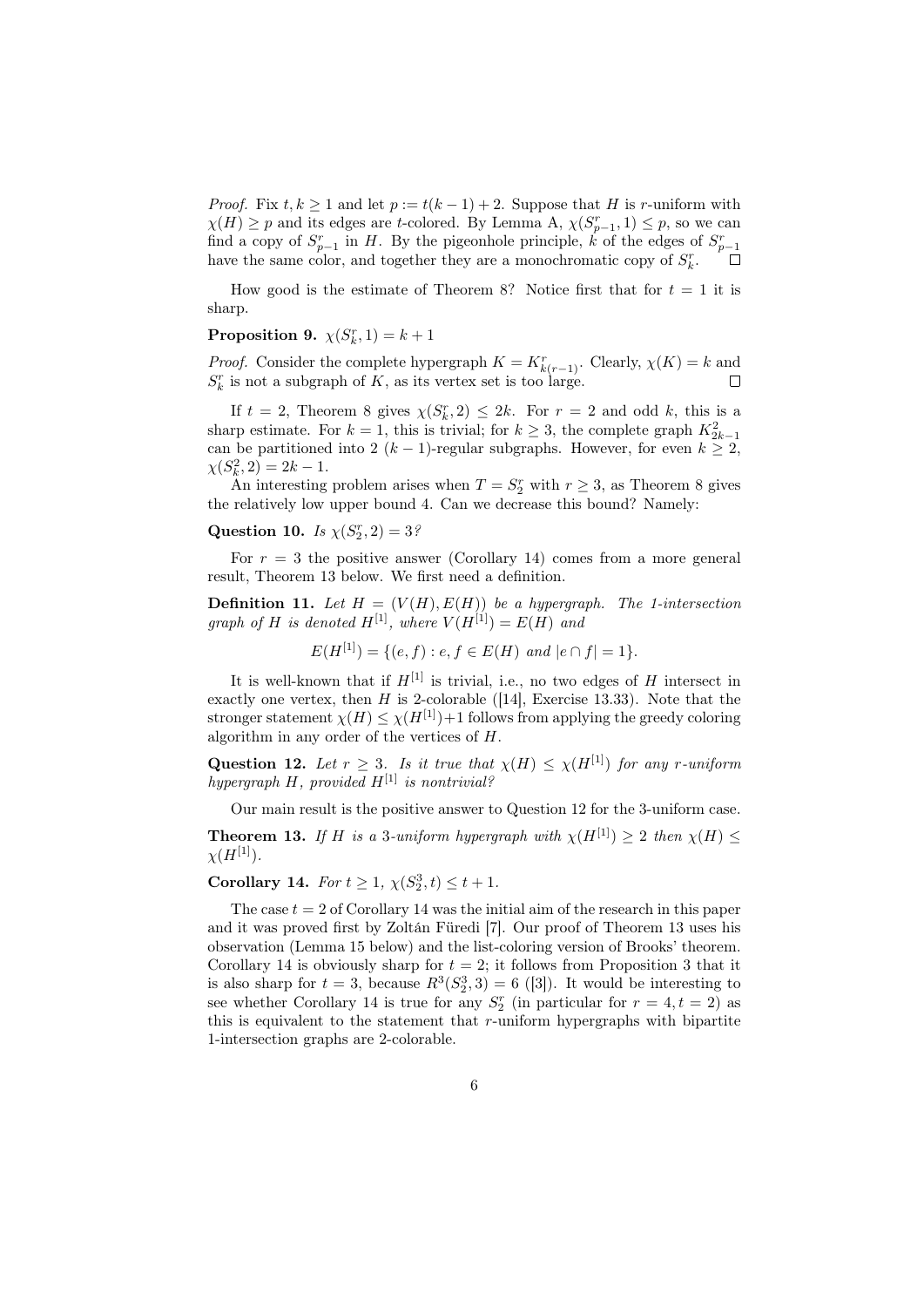*Proof.* Fix $t, k \geq 1$ and let $p := t(k-1)+2$. Suppose that $H$ is $r$-uniform with $\chi(H) \geq p$ and its edges are $t$-colored. By Lemma A, $\chi(S^r_{p-1}, 1) \leq p$, so we can find a copy of $S^r_{p-1}$ in $H$. By the pigeonhole principle, $k$ of the edges of $S^r_{p-1}$ have the same color, and together they are a monochromatic copy of $S^r_k$. □

How good is the estimate of Theorem 8? Notice first that for $t = 1$ it is sharp.

**Proposition 9.** $\chi(S^r_k, 1) = k + 1$

*Proof.* Consider the complete hypergraph $K = K^r_{k(r-1)}$. Clearly, $\chi(K) = k$ and $S^r_k$ is not a subgraph of $K$, as its vertex set is too large. □

If $t = 2$, Theorem 8 gives $\chi(S^r_k, 2) \leq 2k$. For $r = 2$ and odd $k$, this is a sharp estimate. For $k = 1$, this is trivial; for $k \geq 3$, the complete graph $K^2_{2k-1}$ can be partitioned into 2 $(k-1)$-regular subgraphs. However, for even $k \geq 2$, $\chi(S^2_k, 2) = 2k - 1$.

An interesting problem arises when $T = S^r_2$ with $r \geq 3$, as Theorem 8 gives the relatively low upper bound 4. Can we decrease this bound? Namely:

**Question 10.** *Is $\chi(S^r_2, 2) = 3$?*

For $r = 3$ the positive answer (Corollary 14) comes from a more general result, Theorem 13 below. We first need a definition.

**Definition 11.** *Let $H = (V(H), E(H))$ be a hypergraph. The 1-intersection graph of $H$ is denoted $H^{[1]}$, where $V(H^{[1]}) = E(H)$ and*

$$E(H^{[1]}) = \{(e, f) : e, f \in E(H) \text{ and } |e \cap f| = 1\}.$$

It is well-known that if $H^{[1]}$ is trivial, i.e., no two edges of $H$ intersect in exactly one vertex, then $H$ is 2-colorable ([14], Exercise 13.33). Note that the stronger statement $\chi(H) \leq \chi(H^{[1]}) + 1$ follows from applying the greedy coloring algorithm in any order of the vertices of $H$.

**Question 12.** *Let $r \geq 3$. Is it true that $\chi(H) \leq \chi(H^{[1]})$ for any $r$-uniform hypergraph $H$, provided $H^{[1]}$ is nontrivial?*

Our main result is the positive answer to Question 12 for the 3-uniform case.

**Theorem 13.** *If $H$ is a 3-uniform hypergraph with $\chi(H^{[1]}) \geq 2$ then $\chi(H) \leq \chi(H^{[1]})$.*

**Corollary 14.** *For $t \geq 1$, $\chi(S^3_2, t) \leq t + 1$.*

The case $t = 2$ of Corollary 14 was the initial aim of the research in this paper and it was proved first by Zoltán Füredi [7]. Our proof of Theorem 13 uses his observation (Lemma 15 below) and the list-coloring version of Brooks' theorem. Corollary 14 is obviously sharp for $t = 2$; it follows from Proposition 3 that it is also sharp for $t = 3$, because $R^3(S^3_2, 3) = 6$ ([3]). It would be interesting to see whether Corollary 14 is true for any $S^r_2$ (in particular for $r = 4, t = 2$) as this is equivalent to the statement that $r$-uniform hypergraphs with bipartite 1-intersection graphs are 2-colorable.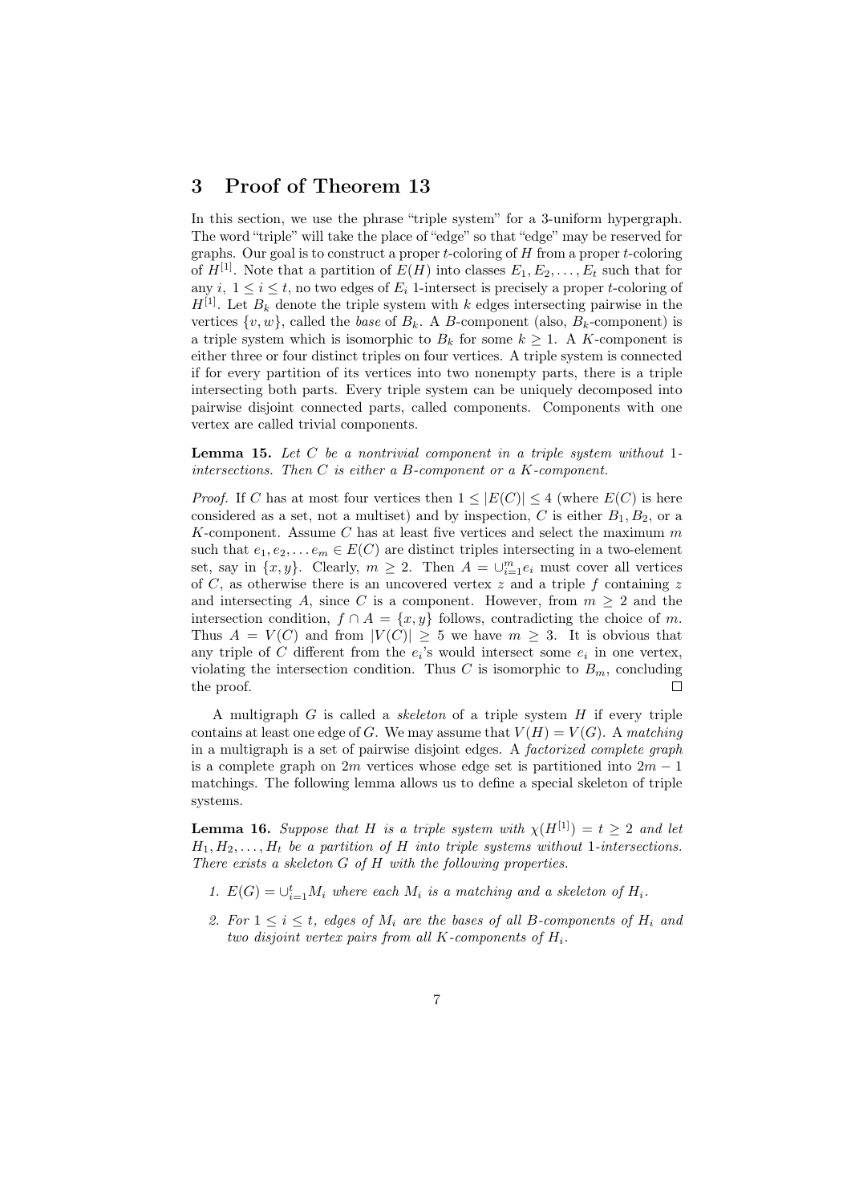## 3 Proof of Theorem 13

In this section, we use the phrase "triple system" for a 3-uniform hypergraph. The word "triple" will take the place of "edge" so that "edge" may be reserved for graphs. Our goal is to construct a proper $t$-coloring of $H$ from a proper $t$-coloring of $H^{[1]}$. Note that a partition of $E(H)$ into classes $E_1, E_2, \dots, E_t$ such that for any $i$, $1 \le i \le t$, no two edges of $E_i$ 1-intersect is precisely a proper $t$-coloring of $H^{[1]}$. Let $B_k$ denote the triple system with $k$ edges intersecting pairwise in the vertices $\{v, w\}$, called the *base* of $B_k$. A $B$-component (also, $B_k$-component) is a triple system which is isomorphic to $B_k$ for some $k \ge 1$. A $K$-component is either three or four distinct triples on four vertices. A triple system is connected if for every partition of its vertices into two nonempty parts, there is a triple intersecting both parts. Every triple system can be uniquely decomposed into pairwise disjoint connected parts, called components. Components with one vertex are called trivial components.

**Lemma 15.** *Let $C$ be a nontrivial component in a triple system without 1-intersections. Then $C$ is either a $B$-component or a $K$-component.*

*Proof.* If $C$ has at most four vertices then $1 \le |E(C)| \le 4$ (where $E(C)$ is here considered as a set, not a multiset) and by inspection, $C$ is either $B_1, B_2$, or a $K$-component. Assume $C$ has at least five vertices and select the maximum $m$ such that $e_1, e_2, \dots e_m \in E(C)$ are distinct triples intersecting in a two-element set, say in $\{x, y\}$. Clearly, $m \ge 2$. Then $A = \cup_{i=1}^{m} e_i$ must cover all vertices of $C$, as otherwise there is an uncovered vertex $z$ and a triple $f$ containing $z$ and intersecting $A$, since $C$ is a component. However, from $m \ge 2$ and the intersection condition, $f \cap A = \{x, y\}$ follows, contradicting the choice of $m$. Thus $A = V(C)$ and from $|V(C)| \ge 5$ we have $m \ge 3$. It is obvious that any triple of $C$ different from the $e_i$'s would intersect some $e_i$ in one vertex, violating the intersection condition. Thus $C$ is isomorphic to $B_m$, concluding the proof. $\square$

A multigraph $G$ is called a *skeleton* of a triple system $H$ if every triple contains at least one edge of $G$. We may assume that $V(H) = V(G)$. A *matching* in a multigraph is a set of pairwise disjoint edges. A *factorized complete graph* is a complete graph on $2m$ vertices whose edge set is partitioned into $2m - 1$ matchings. The following lemma allows us to define a special skeleton of triple systems.

**Lemma 16.** *Suppose that $H$ is a triple system with $\chi(H^{[1]}) = t \ge 2$ and let $H_1, H_2, \dots, H_t$ be a partition of $H$ into triple systems without 1-intersections. There exists a skeleton $G$ of $H$ with the following properties.*

1. *$E(G) = \cup_{i=1}^{t} M_i$ where each $M_i$ is a matching and a skeleton of $H_i$.*
2. *For $1 \le i \le t$, edges of $M_i$ are the bases of all $B$-components of $H_i$ and two disjoint vertex pairs from all $K$-components of $H_i$.*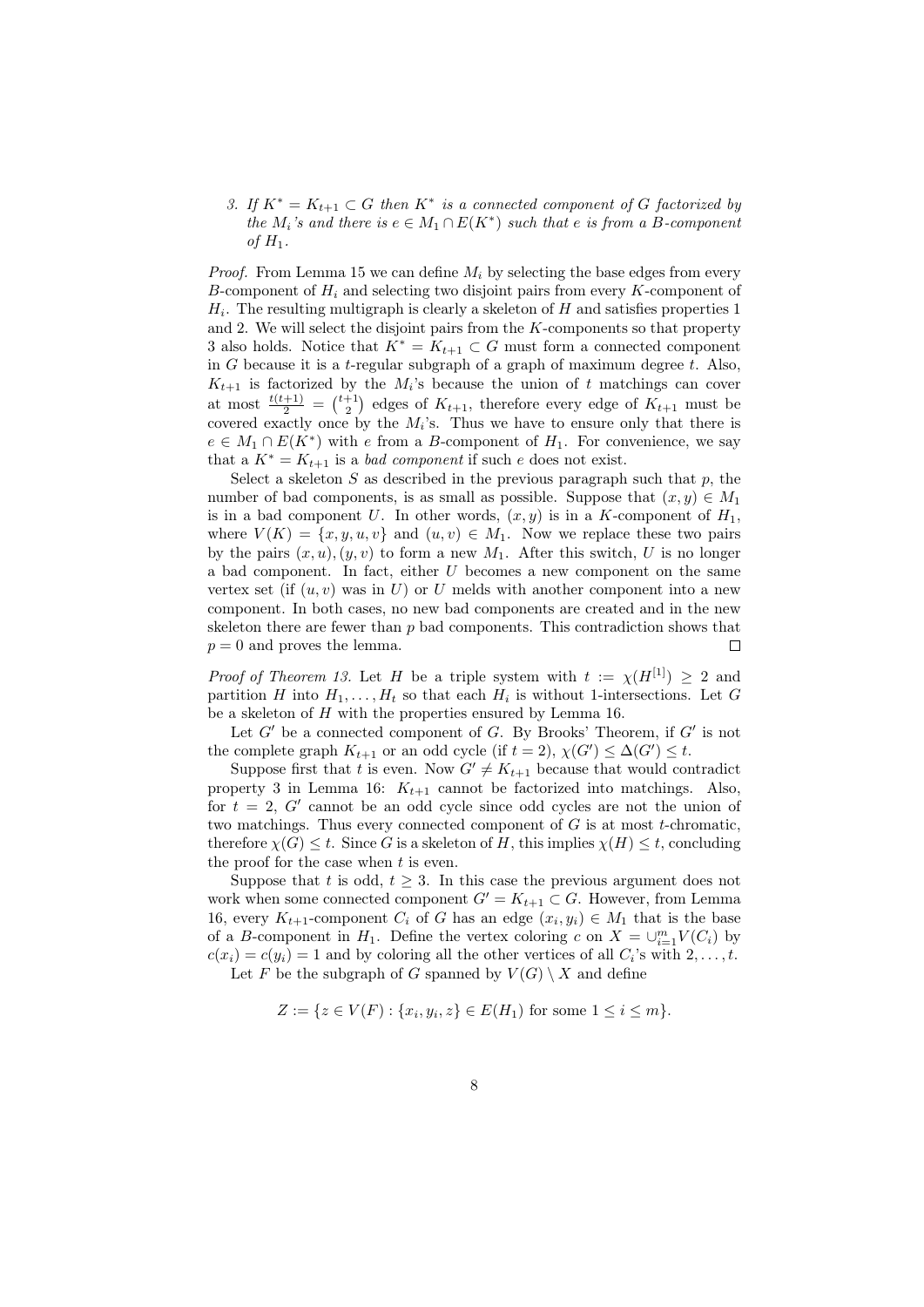3. *If $K^* = K_{t+1} \subset G$ then $K^*$ is a connected component of $G$ factorized by the $M_i$'s and there is $e \in M_1 \cap E(K^*)$ such that $e$ is from a $B$-component of $H_1$.*

*Proof.* From Lemma 15 we can define $M_i$ by selecting the base edges from every $B$-component of $H_i$ and selecting two disjoint pairs from every $K$-component of $H_i$. The resulting multigraph is clearly a skeleton of $H$ and satisfies properties 1 and 2. We will select the disjoint pairs from the $K$-components so that property 3 also holds. Notice that $K^* = K_{t+1} \subset G$ must form a connected component in $G$ because it is a $t$-regular subgraph of a graph of maximum degree $t$. Also, $K_{t+1}$ is factorized by the $M_i$'s because the union of $t$ matchings can cover at most $\frac{t(t+1)}{2} = \binom{t+1}{2}$ edges of $K_{t+1}$, therefore every edge of $K_{t+1}$ must be covered exactly once by the $M_i$'s. Thus we have to ensure only that there is $e \in M_1 \cap E(K^*)$ with $e$ from a $B$-component of $H_1$. For convenience, we say that a $K^* = K_{t+1}$ is a *bad component* if such $e$ does not exist.

Select a skeleton $S$ as described in the previous paragraph such that $p$, the number of bad components, is as small as possible. Suppose that $(x, y) \in M_1$ is in a bad component $U$. In other words, $(x, y)$ is in a $K$-component of $H_1$, where $V(K) = \{x, y, u, v\}$ and $(u, v) \in M_1$. Now we replace these two pairs by the pairs $(x, u), (y, v)$ to form a new $M_1$. After this switch, $U$ is no longer a bad component. In fact, either $U$ becomes a new component on the same vertex set (if $(u, v)$ was in $U$) or $U$ melds with another component into a new component. In both cases, no new bad components are created and in the new skeleton there are fewer than $p$ bad components. This contradiction shows that $p = 0$ and proves the lemma. $\square$

*Proof of Theorem 13.* Let $H$ be a triple system with $t := \chi(H^{[1]}) \geq 2$ and partition $H$ into $H_1, \ldots, H_t$ so that each $H_i$ is without 1-intersections. Let $G$ be a skeleton of $H$ with the properties ensured by Lemma 16.

Let $G'$ be a connected component of $G$. By Brooks' Theorem, if $G'$ is not the complete graph $K_{t+1}$ or an odd cycle (if $t = 2$), $\chi(G') \leq \Delta(G') \leq t$.

Suppose first that $t$ is even. Now $G' \neq K_{t+1}$ because that would contradict property 3 in Lemma 16: $K_{t+1}$ cannot be factorized into matchings. Also, for $t = 2$, $G'$ cannot be an odd cycle since odd cycles are not the union of two matchings. Thus every connected component of $G$ is at most $t$-chromatic, therefore $\chi(G) \leq t$. Since $G$ is a skeleton of $H$, this implies $\chi(H) \leq t$, concluding the proof for the case when $t$ is even.

Suppose that $t$ is odd, $t \geq 3$. In this case the previous argument does not work when some connected component $G' = K_{t+1} \subset G$. However, from Lemma 16, every $K_{t+1}$-component $C_i$ of $G$ has an edge $(x_i, y_i) \in M_1$ that is the base of a $B$-component in $H_1$. Define the vertex coloring $c$ on $X = \cup_{i=1}^{m} V(C_i)$ by $c(x_i) = c(y_i) = 1$ and by coloring all the other vertices of all $C_i$'s with $2, \ldots, t$.

Let $F$ be the subgraph of $G$ spanned by $V(G) \setminus X$ and define

$$Z := \{z \in V(F) : \{x_i, y_i, z\} \in E(H_1) \text{ for some } 1 \leq i \leq m\}.$$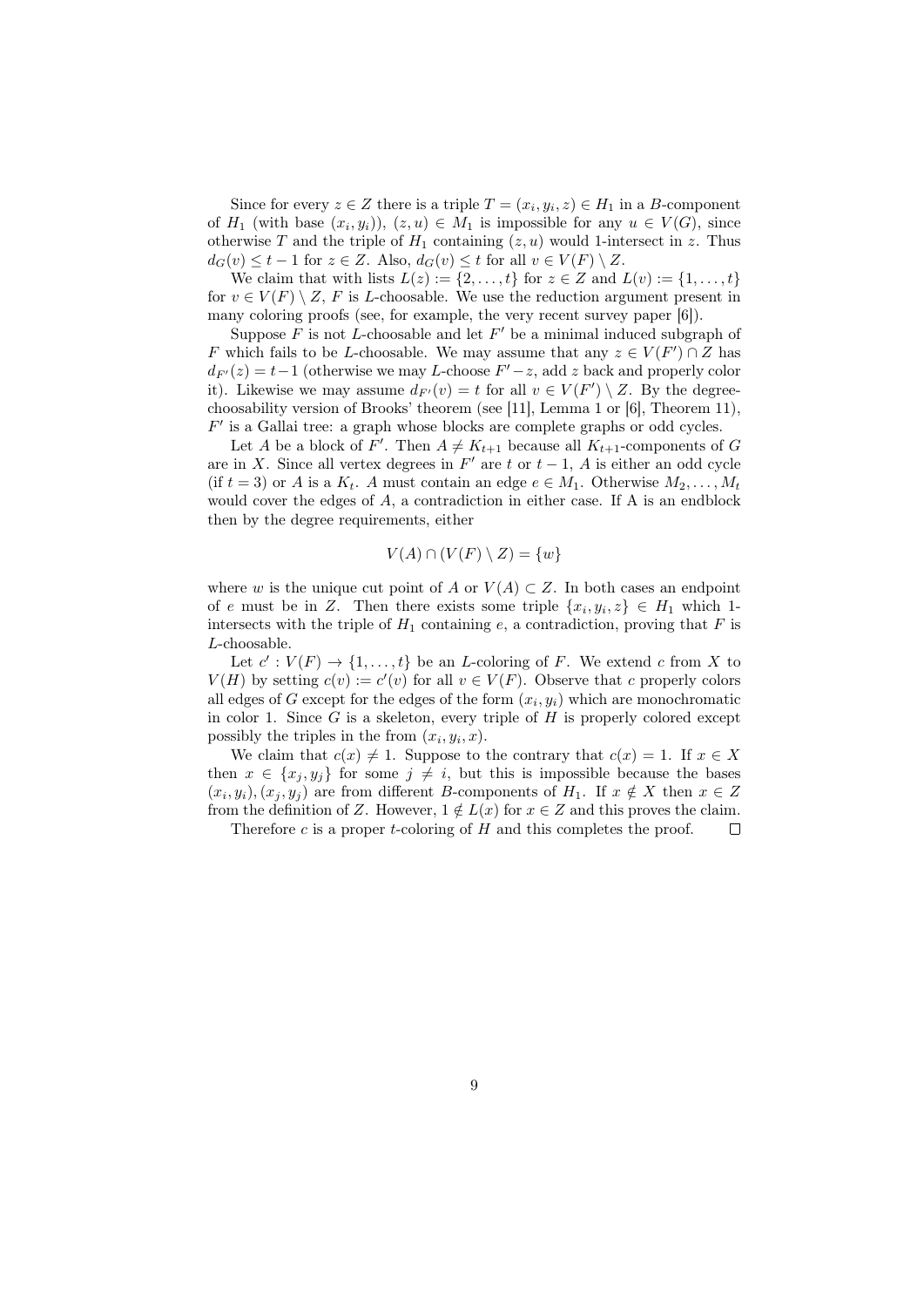Since for every $z \in Z$ there is a triple $T = (x_i, y_i, z) \in H_1$ in a $B$-component of $H_1$ (with base $(x_i, y_i)$), $(z, u) \in M_1$ is impossible for any $u \in V(G)$, since otherwise $T$ and the triple of $H_1$ containing $(z, u)$ would 1-intersect in $z$. Thus $d_G(v) \leq t - 1$ for $z \in Z$. Also, $d_G(v) \leq t$ for all $v \in V(F) \setminus Z$.

We claim that with lists $L(z) := \{2, \dots, t\}$ for $z \in Z$ and $L(v) := \{1, \dots, t\}$ for $v \in V(F) \setminus Z$, $F$ is $L$-choosable. We use the reduction argument present in many coloring proofs (see, for example, the very recent survey paper [6]).

Suppose $F$ is not $L$-choosable and let $F'$ be a minimal induced subgraph of $F$ which fails to be $L$-choosable. We may assume that any $z \in V(F') \cap Z$ has $d_{F'}(z) = t-1$ (otherwise we may $L$-choose $F' - z$, add $z$ back and properly color it). Likewise we may assume $d_{F'}(v) = t$ for all $v \in V(F') \setminus Z$. By the degree-choosability version of Brooks' theorem (see [11], Lemma 1 or [6], Theorem 11), $F'$ is a Gallai tree: a graph whose blocks are complete graphs or odd cycles.

Let $A$ be a block of $F'$. Then $A \neq K_{t+1}$ because all $K_{t+1}$-components of $G$ are in $X$. Since all vertex degrees in $F'$ are $t$ or $t-1$, $A$ is either an odd cycle (if $t = 3$) or $A$ is a $K_t$. $A$ must contain an edge $e \in M_1$. Otherwise $M_2, \dots, M_t$ would cover the edges of $A$, a contradiction in either case. If A is an endblock then by the degree requirements, either

$$V(A) \cap (V(F) \setminus Z) = \{w\}$$

where $w$ is the unique cut point of $A$ or $V(A) \subset Z$. In both cases an endpoint of $e$ must be in $Z$. Then there exists some triple $\{x_i, y_i, z\} \in H_1$ which 1-intersects with the triple of $H_1$ containing $e$, a contradiction, proving that $F$ is $L$-choosable.

Let $c' : V(F) \to \{1, \dots, t\}$ be an $L$-coloring of $F$. We extend $c$ from $X$ to $V(H)$ by setting $c(v) := c'(v)$ for all $v \in V(F)$. Observe that $c$ properly colors all edges of $G$ except for the edges of the form $(x_i, y_i)$ which are monochromatic in color 1. Since $G$ is a skeleton, every triple of $H$ is properly colored except possibly the triples in the from $(x_i, y_i, x)$.

We claim that $c(x) \neq 1$. Suppose to the contrary that $c(x) = 1$. If $x \in X$ then $x \in \{x_j, y_j\}$ for some $j \neq i$, but this is impossible because the bases $(x_i, y_i), (x_j, y_j)$ are from different $B$-components of $H_1$. If $x \notin X$ then $x \in Z$ from the definition of $Z$. However, $1 \notin L(x)$ for $x \in Z$ and this proves the claim.

Therefore $c$ is a proper $t$-coloring of $H$ and this completes the proof. $\square$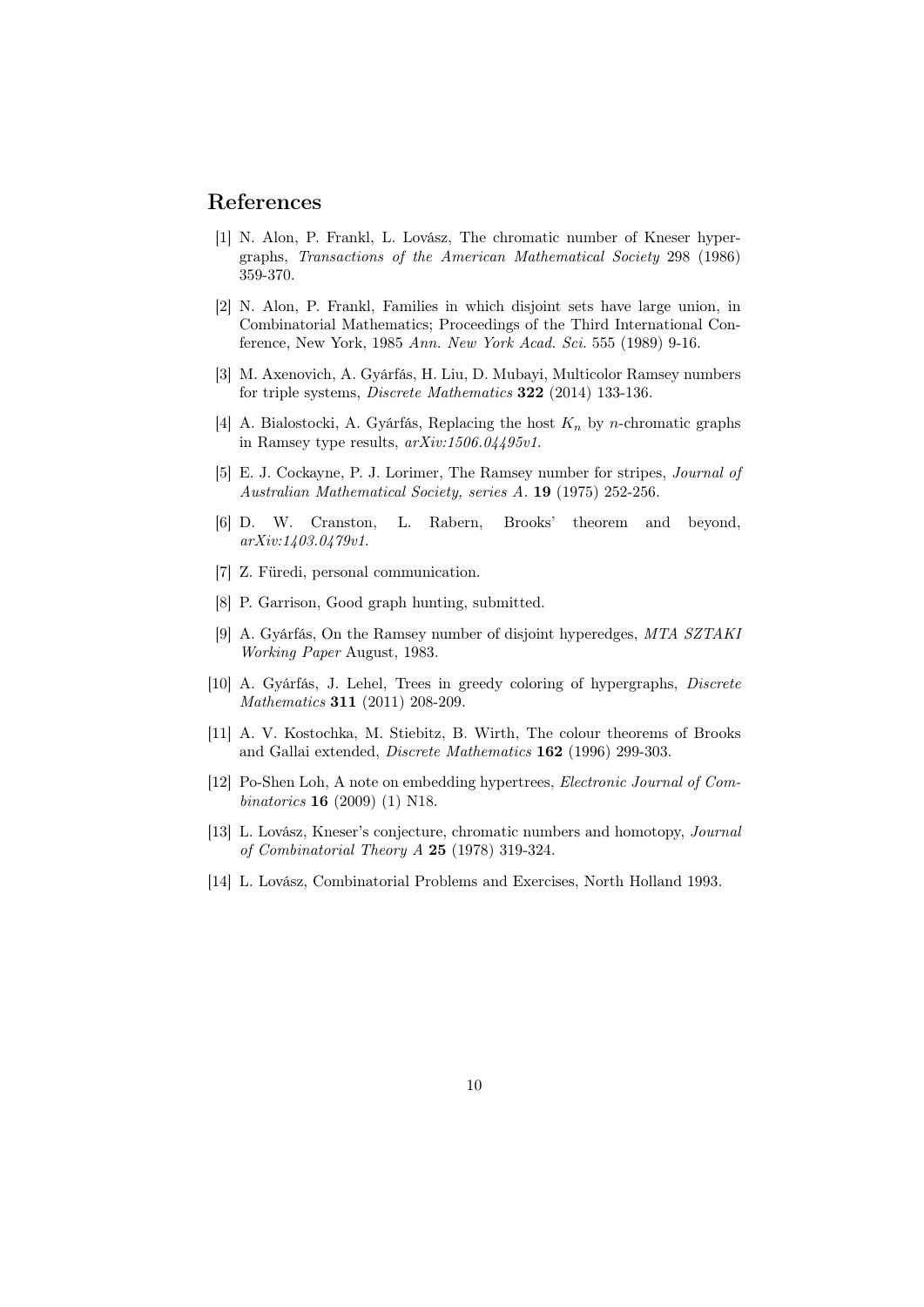## References

[1] N. Alon, P. Frankl, L. Lovász, The chromatic number of Kneser hypergraphs, *Transactions of the American Mathematical Society* 298 (1986) 359-370.

[2] N. Alon, P. Frankl, Families in which disjoint sets have large union, in Combinatorial Mathematics; Proceedings of the Third International Conference, New York, 1985 *Ann. New York Acad. Sci.* 555 (1989) 9-16.

[3] M. Axenovich, A. Gyárfás, H. Liu, D. Mubayi, Multicolor Ramsey numbers for triple systems, *Discrete Mathematics* **322** (2014) 133-136.

[4] A. Bialostocki, A. Gyárfás, Replacing the host $K_n$ by $n$-chromatic graphs in Ramsey type results, *arXiv:1506.04495v1*.

[5] E. J. Cockayne, P. J. Lorimer, The Ramsey number for stripes, *Journal of Australian Mathematical Society, series A*. **19** (1975) 252-256.

[6] D. W. Cranston, L. Rabern, Brooks' theorem and beyond, *arXiv:1403.0479v1*.

[7] Z. Füredi, personal communication.

[8] P. Garrison, Good graph hunting, submitted.

[9] A. Gyárfás, On the Ramsey number of disjoint hyperedges, *MTA SZTAKI Working Paper* August, 1983.

[10] A. Gyárfás, J. Lehel, Trees in greedy coloring of hypergraphs, *Discrete Mathematics* **311** (2011) 208-209.

[11] A. V. Kostochka, M. Stiebitz, B. Wirth, The colour theorems of Brooks and Gallai extended, *Discrete Mathematics* **162** (1996) 299-303.

[12] Po-Shen Loh, A note on embedding hypertrees, *Electronic Journal of Combinatorics* **16** (2009) (1) N18.

[13] L. Lovász, Kneser's conjecture, chromatic numbers and homotopy, *Journal of Combinatorial Theory A* **25** (1978) 319-324.

[14] L. Lovász, Combinatorial Problems and Exercises, North Holland 1993.